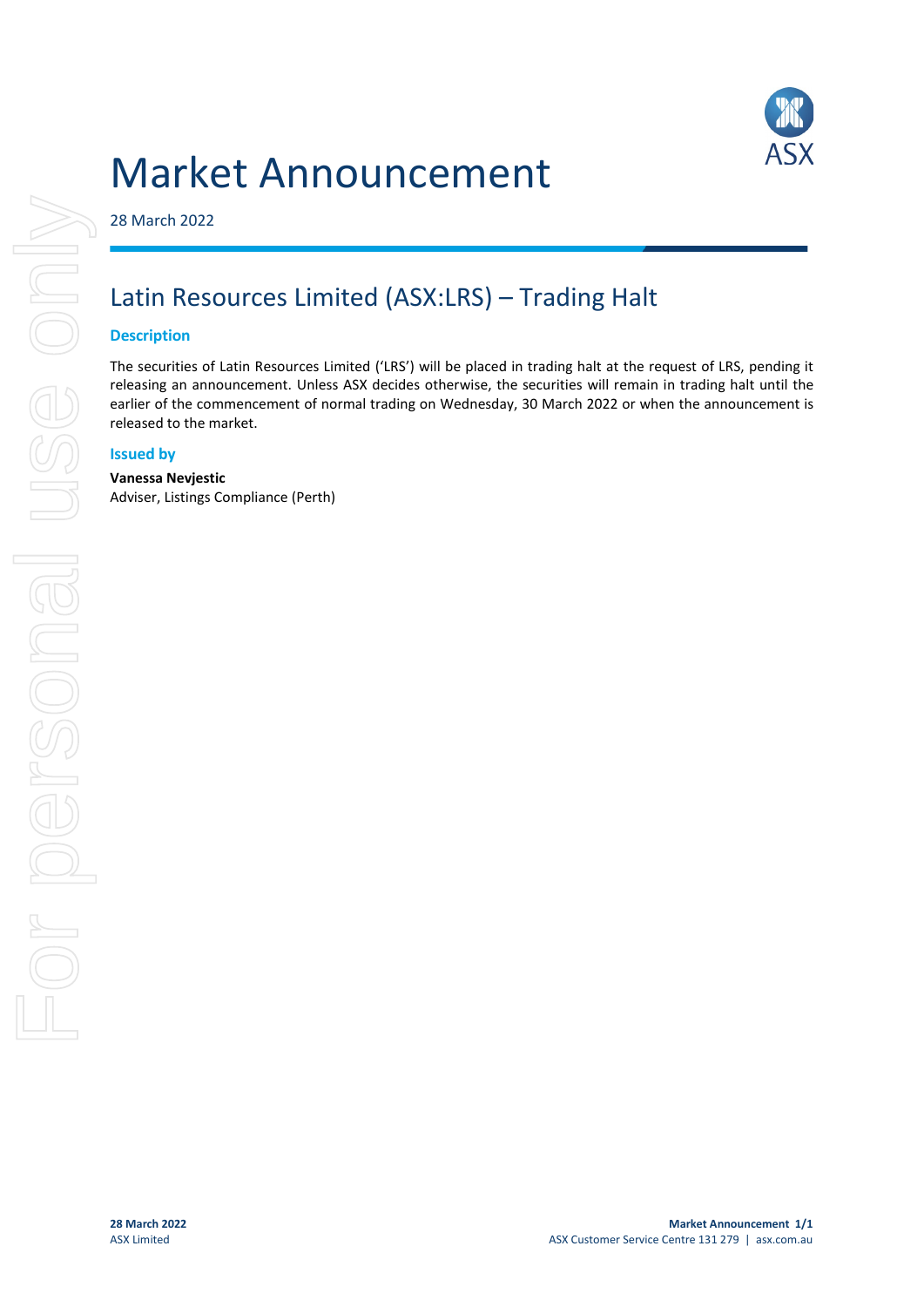# Market Announcement

28 March 2022

## Latin Resources Limited (ASX:LRS) – Trading Halt

### Description

The securities of Latin Resources Limited ('LRS') will be placed in trading halt at the request of LRS, pending it releasing an announcement. Unless ASX decides otherwise, the securities will remain in trading halt until the earlier of the commencement of normal trading on Wednesday, 30 March 2022 or when the announcement is released to the market.

### Issued by

**Vanessa Nevjestic**
Adviser, Listings Compliance (Perth)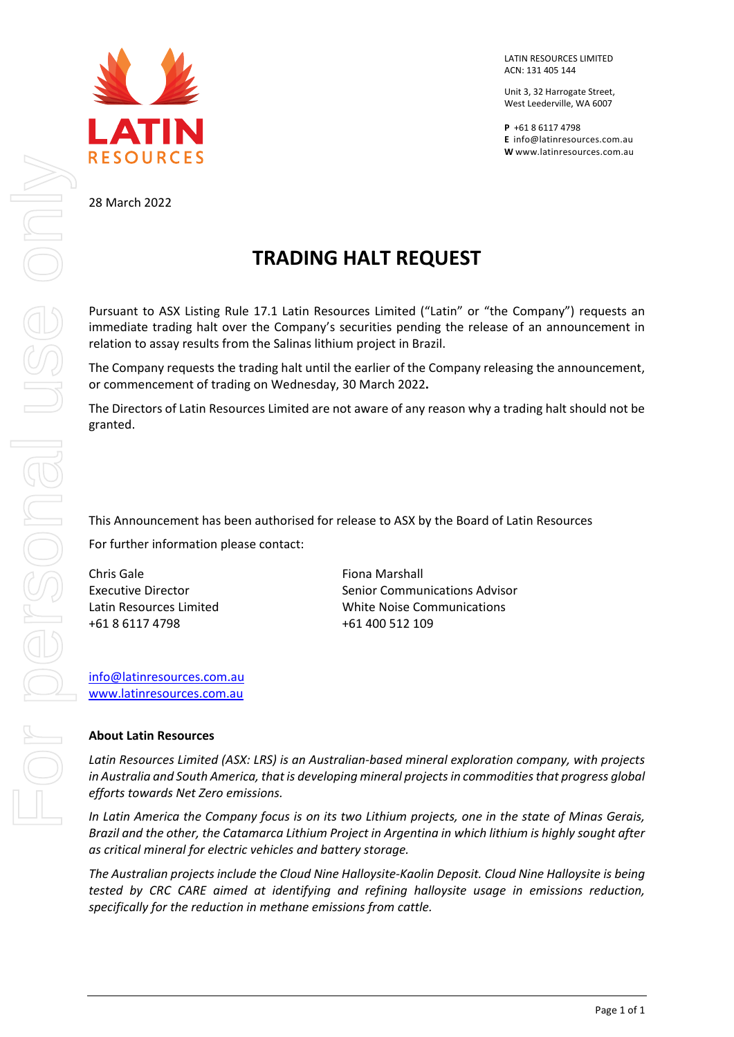LATIN RESOURCES LIMITED
ACN: 131 405 144

Unit 3, 32 Harrogate Street,
West Leederville, WA 6007

**P** +61 8 6117 4798
**E** info@latinresources.com.au
**W** www.latinresources.com.au

28 March 2022

# TRADING HALT REQUEST

Pursuant to ASX Listing Rule 17.1 Latin Resources Limited ("Latin" or "the Company") requests an immediate trading halt over the Company's securities pending the release of an announcement in relation to assay results from the Salinas lithium project in Brazil.

The Company requests the trading halt until the earlier of the Company releasing the announcement, or commencement of trading on Wednesday, 30 March 2022**.**

The Directors of Latin Resources Limited are not aware of any reason why a trading halt should not be granted.

This Announcement has been authorised for release to ASX by the Board of Latin Resources

For further information please contact:

Chris Gale
Executive Director
Latin Resources Limited
+61 8 6117 4798

Fiona Marshall
Senior Communications Advisor
White Noise Communications
+61 400 512 109

info@latinresources.com.au
www.latinresources.com.au

**About Latin Resources**

*Latin Resources Limited (ASX: LRS) is an Australian-based mineral exploration company, with projects in Australia and South America, that is developing mineral projects in commodities that progress global efforts towards Net Zero emissions.*

*In Latin America the Company focus is on its two Lithium projects, one in the state of Minas Gerais, Brazil and the other, the Catamarca Lithium Project in Argentina in which lithium is highly sought after as critical mineral for electric vehicles and battery storage.*

*The Australian projects include the Cloud Nine Halloysite-Kaolin Deposit. Cloud Nine Halloysite is being tested by CRC CARE aimed at identifying and refining halloysite usage in emissions reduction, specifically for the reduction in methane emissions from cattle.*